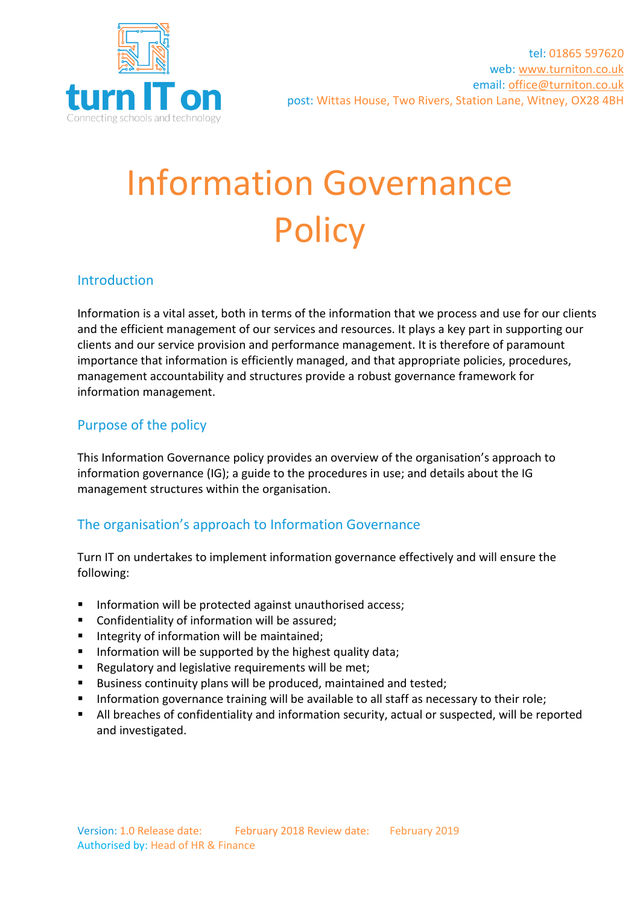tel: 01865 597620
web: www.turniton.co.uk
email: office@turniton.co.uk
post: Wittas House, Two Rivers, Station Lane, Witney, OX28 4BH

# Information Governance Policy

## Introduction

Information is a vital asset, both in terms of the information that we process and use for our clients and the efficient management of our services and resources. It plays a key part in supporting our clients and our service provision and performance management. It is therefore of paramount importance that information is efficiently managed, and that appropriate policies, procedures, management accountability and structures provide a robust governance framework for information management.

## Purpose of the policy

This Information Governance policy provides an overview of the organisation's approach to information governance (IG); a guide to the procedures in use; and details about the IG management structures within the organisation.

## The organisation's approach to Information Governance

Turn IT on undertakes to implement information governance effectively and will ensure the following:

- Information will be protected against unauthorised access;
- Confidentiality of information will be assured;
- Integrity of information will be maintained;
- Information will be supported by the highest quality data;
- Regulatory and legislative requirements will be met;
- Business continuity plans will be produced, maintained and tested;
- Information governance training will be available to all staff as necessary to their role;
- All breaches of confidentiality and information security, actual or suspected, will be reported and investigated.

Version: 1.0 Release date: February 2018 Review date: February 2019
Authorised by: Head of HR & Finance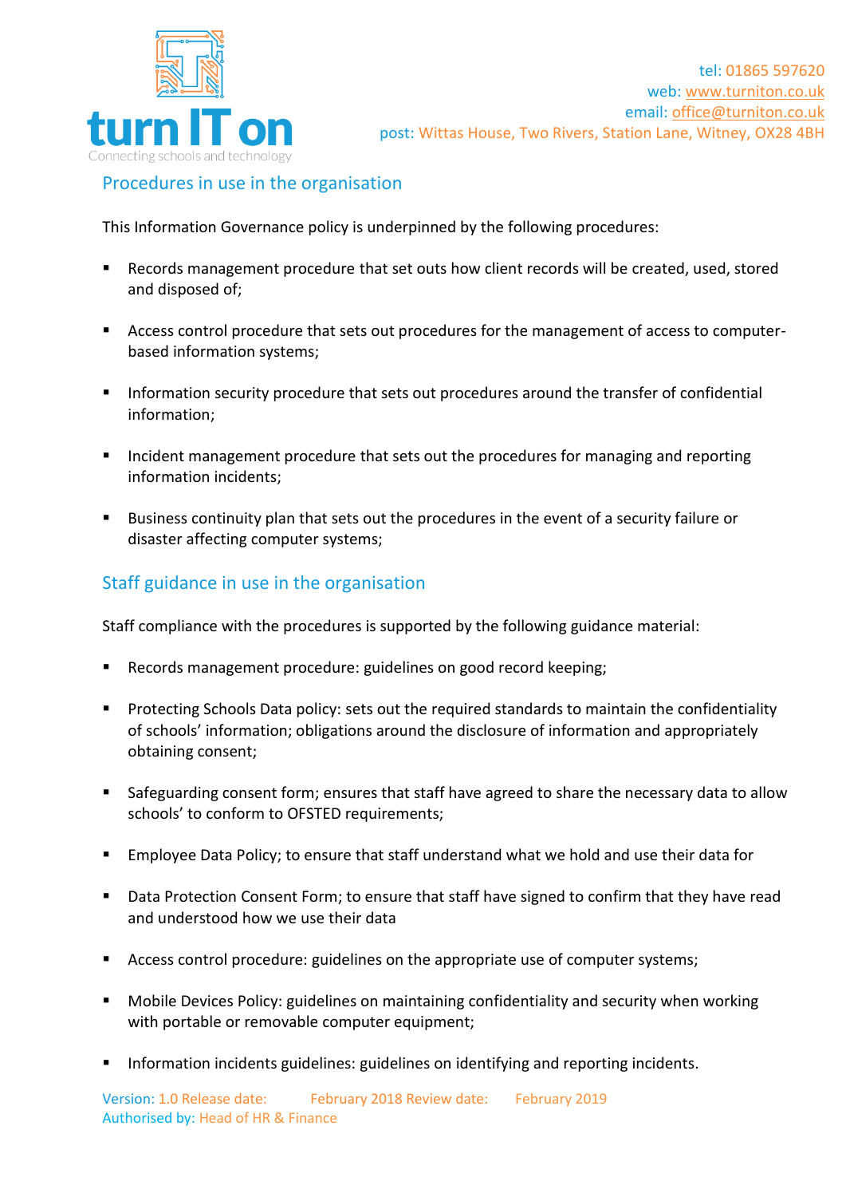## Procedures in use in the organisation

This Information Governance policy is underpinned by the following procedures:

- Records management procedure that set outs how client records will be created, used, stored and disposed of;
- Access control procedure that sets out procedures for the management of access to computer-based information systems;
- Information security procedure that sets out procedures around the transfer of confidential information;
- Incident management procedure that sets out the procedures for managing and reporting information incidents;
- Business continuity plan that sets out the procedures in the event of a security failure or disaster affecting computer systems;

## Staff guidance in use in the organisation

Staff compliance with the procedures is supported by the following guidance material:

- Records management procedure: guidelines on good record keeping;
- Protecting Schools Data policy: sets out the required standards to maintain the confidentiality of schools' information; obligations around the disclosure of information and appropriately obtaining consent;
- Safeguarding consent form; ensures that staff have agreed to share the necessary data to allow schools' to conform to OFSTED requirements;
- Employee Data Policy; to ensure that staff understand what we hold and use their data for
- Data Protection Consent Form; to ensure that staff have signed to confirm that they have read and understood how we use their data
- Access control procedure: guidelines on the appropriate use of computer systems;
- Mobile Devices Policy: guidelines on maintaining confidentiality and security when working with portable or removable computer equipment;
- Information incidents guidelines: guidelines on identifying and reporting incidents.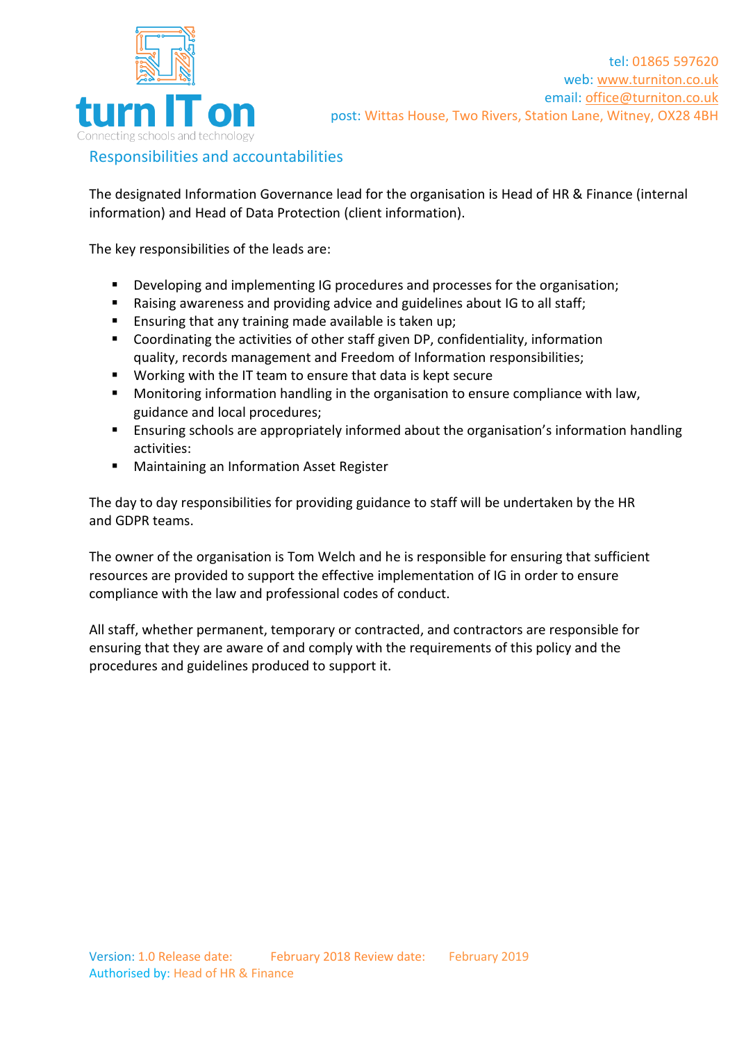## Responsibilities and accountabilities

The designated Information Governance lead for the organisation is Head of HR & Finance (internal information) and Head of Data Protection (client information).

The key responsibilities of the leads are:

- Developing and implementing IG procedures and processes for the organisation;
- Raising awareness and providing advice and guidelines about IG to all staff;
- Ensuring that any training made available is taken up;
- Coordinating the activities of other staff given DP, confidentiality, information quality, records management and Freedom of Information responsibilities;
- Working with the IT team to ensure that data is kept secure
- Monitoring information handling in the organisation to ensure compliance with law, guidance and local procedures;
- Ensuring schools are appropriately informed about the organisation's information handling activities:
- Maintaining an Information Asset Register

The day to day responsibilities for providing guidance to staff will be undertaken by the HR and GDPR teams.

The owner of the organisation is Tom Welch and he is responsible for ensuring that sufficient resources are provided to support the effective implementation of IG in order to ensure compliance with the law and professional codes of conduct.

All staff, whether permanent, temporary or contracted, and contractors are responsible for ensuring that they are aware of and comply with the requirements of this policy and the procedures and guidelines produced to support it.